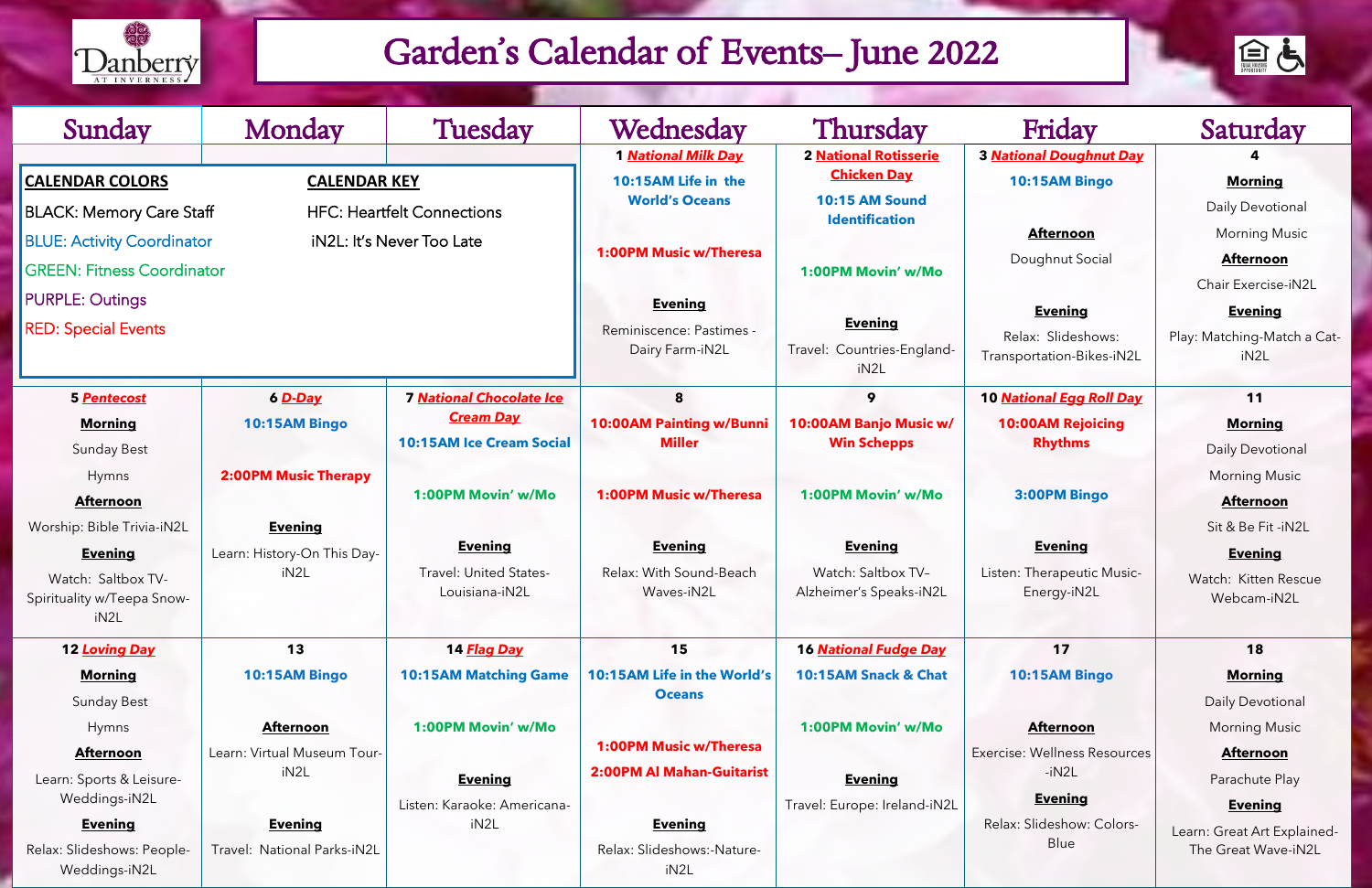# Garden's Calendar of Events– June 2022

| Sunday | Monday | Tuesday | Wednesday | Thursday | Friday | Saturday |
|---|---|---|---|---|---|---|
| **CALENDAR COLORS**<br>BLACK: Memory Care Staff<br>BLUE: Activity Coordinator<br>GREEN: Fitness Coordinator<br>PURPLE: Outings<br>RED: Special Events | **CALENDAR KEY**<br>HFC: Heartfelt Connections<br>iN2L: It's Never Too Late | | **1** ***National Milk Day***<br>**10:15AM Life in the World's Oceans**<br>**1:00PM Music w/Theresa**<br>**Evening**<br>Reminiscence: Pastimes - Dairy Farm-iN2L | **2** **National Rotisserie Chicken Day**<br>**10:15 AM Sound Identification**<br>**1:00PM Movin' w/Mo**<br>**Evening**<br>Travel: Countries-England-iN2L | **3** ***National Doughnut Day***<br>**10:15AM Bingo**<br>**Afternoon**<br>Doughnut Social<br>**Evening**<br>Relax: Slideshows: Transportation-Bikes-iN2L | **4**<br>**Morning**<br>Daily Devotional<br>Morning Music<br>**Afternoon**<br>Chair Exercise-iN2L<br>**Evening**<br>Play: Matching-Match a Cat-iN2L |
| **5** ***Pentecost***<br>**Morning**<br>Sunday Best<br>Hymns<br>**Afternoon**<br>Worship: Bible Trivia-iN2L<br>**Evening**<br>Watch: Saltbox TV-Spirituality w/Teepa Snow-iN2L | **6** ***D-Day***<br>**10:15AM Bingo**<br>**2:00PM Music Therapy**<br>**Evening**<br>Learn: History-On This Day-iN2L | **7** ***National Chocolate Ice Cream Day***<br>**10:15AM Ice Cream Social**<br>**1:00PM Movin' w/Mo**<br>**Evening**<br>Travel: United States-Louisiana-iN2L | **8**<br>**10:00AM Painting w/Bunni Miller**<br>**1:00PM Music w/Theresa**<br>**Evening**<br>Relax: With Sound-Beach Waves-iN2L | **9**<br>**10:00AM Banjo Music w/ Win Schepps**<br>**1:00PM Movin' w/Mo**<br>**Evening**<br>Watch: Saltbox TV-Alzheimer's Speaks-iN2L | **10** ***National Egg Roll Day***<br>**10:00AM Rejoicing Rhythms**<br>**3:00PM Bingo**<br>**Evening**<br>Listen: Therapeutic Music-Energy-iN2L | **11**<br>**Morning**<br>Daily Devotional<br>Morning Music<br>**Afternoon**<br>Sit & Be Fit -iN2L<br>**Evening**<br>Watch: Kitten Rescue Webcam-iN2L |
| **12** ***Loving Day***<br>**Morning**<br>Sunday Best<br>Hymns<br>**Afternoon**<br>Learn: Sports & Leisure-Weddings-iN2L<br>**Evening**<br>Relax: Slideshows: People-Weddings-iN2L | **13**<br>**10:15AM Bingo**<br>**Afternoon**<br>Learn: Virtual Museum Tour-iN2L<br>**Evening**<br>Travel: National Parks-iN2L | **14** ***Flag Day***<br>**10:15AM Matching Game**<br>**1:00PM Movin' w/Mo**<br>**Evening**<br>Listen: Karaoke: Americana-iN2L | **15**<br>**10:15AM Life in the World's Oceans**<br>**1:00PM Music w/Theresa**<br>**2:00PM Al Mahan-Guitarist**<br>**Evening**<br>Relax: Slideshows:-Nature-iN2L | **16** ***National Fudge Day***<br>**10:15AM Snack & Chat**<br>**1:00PM Movin' w/Mo**<br>**Evening**<br>Travel: Europe: Ireland-iN2L | **17**<br>**10:15AM Bingo**<br>**Afternoon**<br>Exercise: Wellness Resources -iN2L<br>**Evening**<br>Relax: Slideshow: Colors-Blue | **18**<br>**Morning**<br>Daily Devotional<br>Morning Music<br>**Afternoon**<br>Parachute Play<br>**Evening**<br>Learn: Great Art Explained-The Great Wave-iN2L |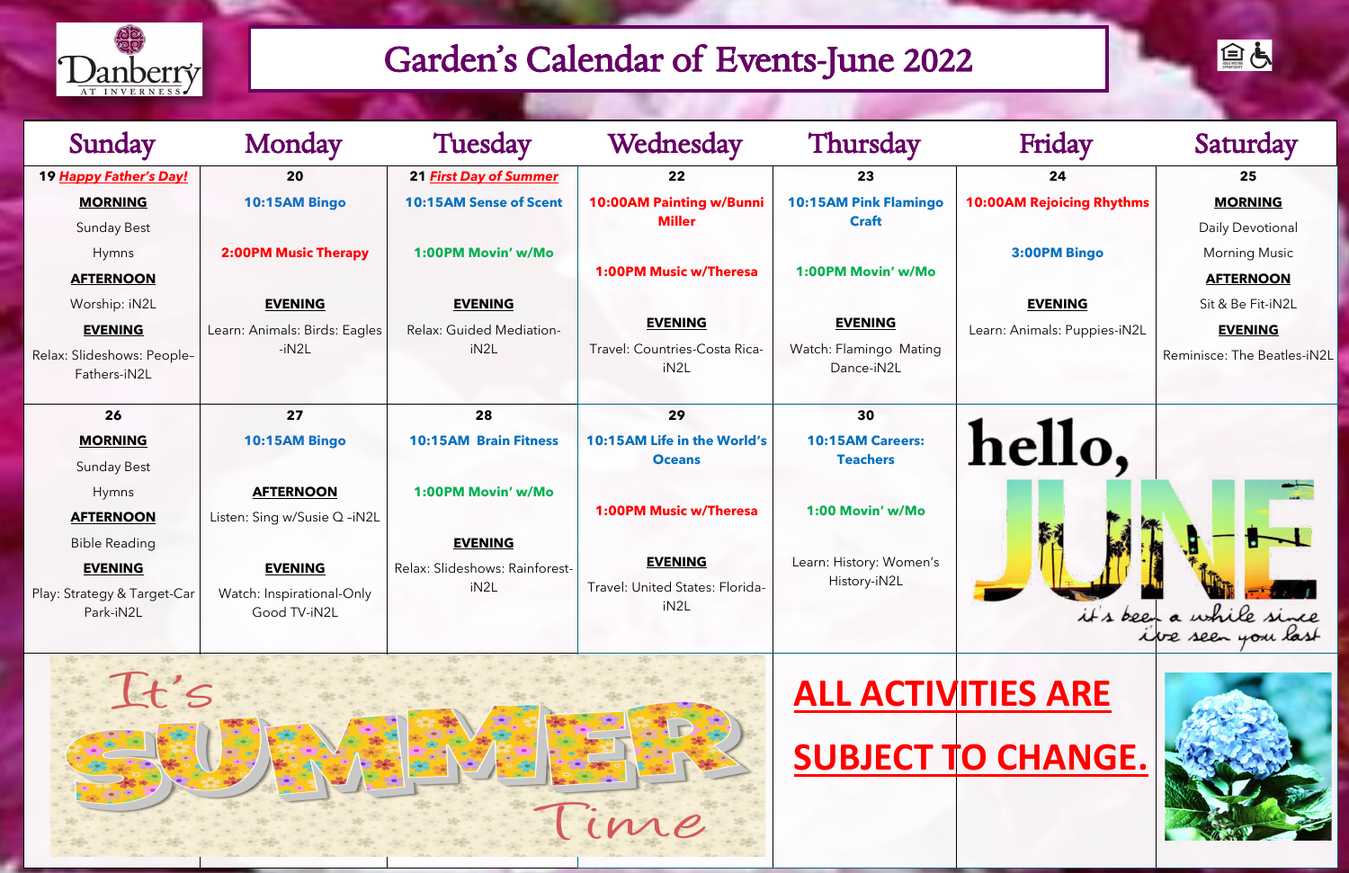# Garden's Calendar of Events-June 2022

| Sunday | Monday | Tuesday | Wednesday | Thursday | Friday | Saturday |
|---|---|---|---|---|---|---|
| **19** ***Happy Father's Day!*** **MORNING** Sunday Best Hymns **AFTERNOON** Worship: iN2L **EVENING** Relax: Slideshows: People-Fathers-iN2L | **20** **10:15AM Bingo** **2:00PM Music Therapy** **EVENING** Learn: Animals: Birds: Eagles -iN2L | **21** ***First Day of Summer*** **10:15AM Sense of Scent** **1:00PM Movin' w/Mo** **EVENING** Relax: Guided Mediation-iN2L | **22** **10:00AM Painting w/Bunni Miller** **1:00PM Music w/Theresa** **EVENING** Travel: Countries-Costa Rica-iN2L | **23** **10:15AM Pink Flamingo Craft** **1:00PM Movin' w/Mo** **EVENING** Watch: Flamingo Mating Dance-iN2L | **24** **10:00AM Rejoicing Rhythms** **3:00PM Bingo** **EVENING** Learn: Animals: Puppies-iN2L | **25** **MORNING** Daily Devotional Morning Music **AFTERNOON** Sit & Be Fit-iN2L **EVENING** Reminisce: The Beatles-iN2L |
| **26** **MORNING** Sunday Best Hymns **AFTERNOON** Bible Reading **EVENING** Play: Strategy & Target-Car Park-iN2L | **27** **10:15AM Bingo** **AFTERNOON** Listen: Sing w/Susie Q -iN2L **EVENING** Watch: Inspirational-Only Good TV-iN2L | **28** **10:15AM Brain Fitness** **1:00PM Movin' w/Mo** **EVENING** Relax: Slideshows: Rainforest-iN2L | **29** **10:15AM Life in the World's Oceans** **1:00PM Music w/Theresa** **EVENING** Travel: United States: Florida-iN2L | **30** **10:15AM Careers: Teachers** **1:00 Movin' w/Mo** Learn: History: Women's History-iN2L | hello, JUNE it's been a while since i've seen you last | |

It's SUMMER Time

**ALL ACTIVITIES ARE SUBJECT TO CHANGE.**